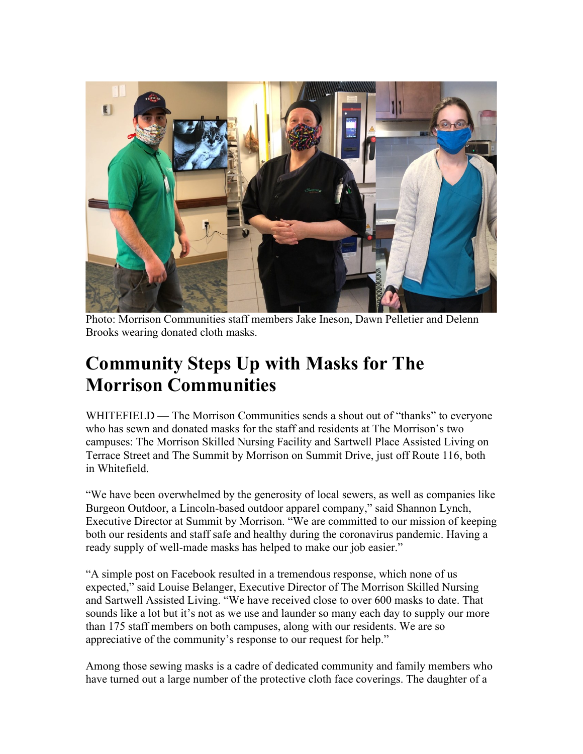Photo: Morrison Communities staff members Jake Ineson, Dawn Pelletier and Delenn Brooks wearing donated cloth masks.

# Community Steps Up with Masks for The Morrison Communities

WHITEFIELD — The Morrison Communities sends a shout out of "thanks" to everyone who has sewn and donated masks for the staff and residents at The Morrison's two campuses: The Morrison Skilled Nursing Facility and Sartwell Place Assisted Living on Terrace Street and The Summit by Morrison on Summit Drive, just off Route 116, both in Whitefield.

"We have been overwhelmed by the generosity of local sewers, as well as companies like Burgeon Outdoor, a Lincoln-based outdoor apparel company," said Shannon Lynch, Executive Director at Summit by Morrison. "We are committed to our mission of keeping both our residents and staff safe and healthy during the coronavirus pandemic. Having a ready supply of well-made masks has helped to make our job easier."

"A simple post on Facebook resulted in a tremendous response, which none of us expected," said Louise Belanger, Executive Director of The Morrison Skilled Nursing and Sartwell Assisted Living. "We have received close to over 600 masks to date. That sounds like a lot but it's not as we use and launder so many each day to supply our more than 175 staff members on both campuses, along with our residents. We are so appreciative of the community's response to our request for help."

Among those sewing masks is a cadre of dedicated community and family members who have turned out a large number of the protective cloth face coverings. The daughter of a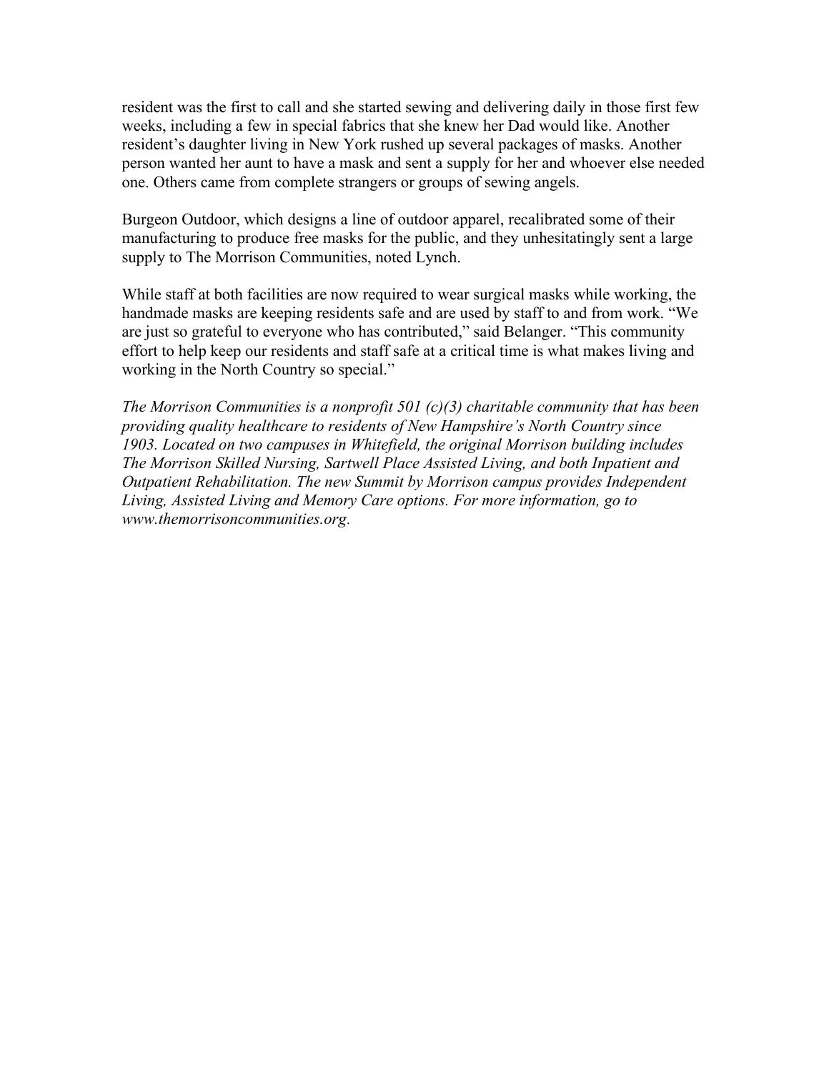resident was the first to call and she started sewing and delivering daily in those first few weeks, including a few in special fabrics that she knew her Dad would like. Another resident's daughter living in New York rushed up several packages of masks. Another person wanted her aunt to have a mask and sent a supply for her and whoever else needed one. Others came from complete strangers or groups of sewing angels.

Burgeon Outdoor, which designs a line of outdoor apparel, recalibrated some of their manufacturing to produce free masks for the public, and they unhesitatingly sent a large supply to The Morrison Communities, noted Lynch.

While staff at both facilities are now required to wear surgical masks while working, the handmade masks are keeping residents safe and are used by staff to and from work. "We are just so grateful to everyone who has contributed," said Belanger. "This community effort to help keep our residents and staff safe at a critical time is what makes living and working in the North Country so special."

*The Morrison Communities is a nonprofit 501 (c)(3) charitable community that has been providing quality healthcare to residents of New Hampshire's North Country since 1903. Located on two campuses in Whitefield, the original Morrison building includes The Morrison Skilled Nursing, Sartwell Place Assisted Living, and both Inpatient and Outpatient Rehabilitation. The new Summit by Morrison campus provides Independent Living, Assisted Living and Memory Care options. For more information, go to www.themorrisoncommunities.org.*